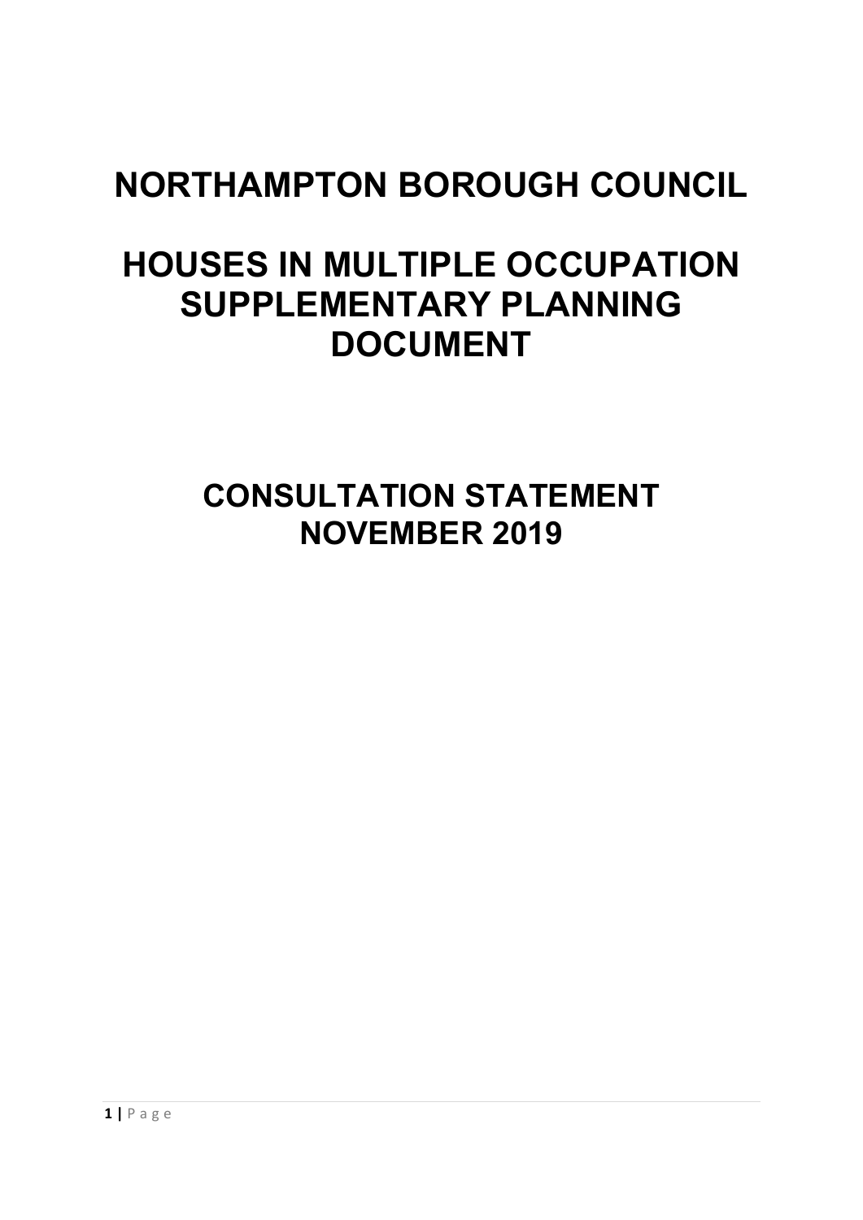# NORTHAMPTON BOROUGH COUNCIL

# HOUSES IN MULTIPLE OCCUPATION SUPPLEMENTARY PLANNING DOCUMENT

## CONSULTATION STATEMENT NOVEMBER 2019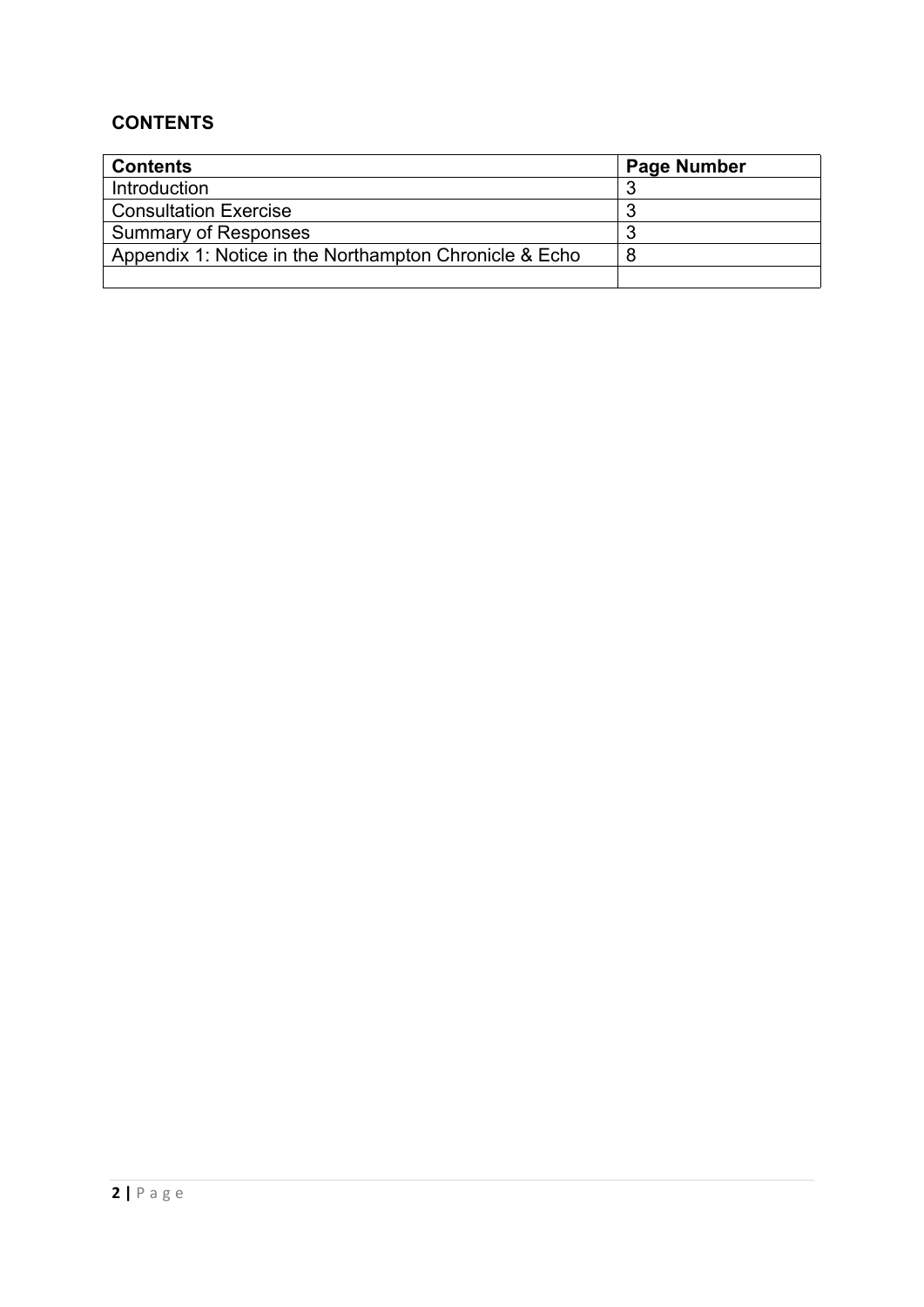## CONTENTS

| Contents | Page Number |
|---|---|
| Introduction | 3 |
| Consultation Exercise | 3 |
| Summary of Responses | 3 |
| Appendix 1: Notice in the Northampton Chronicle & Echo | 8 |
| | |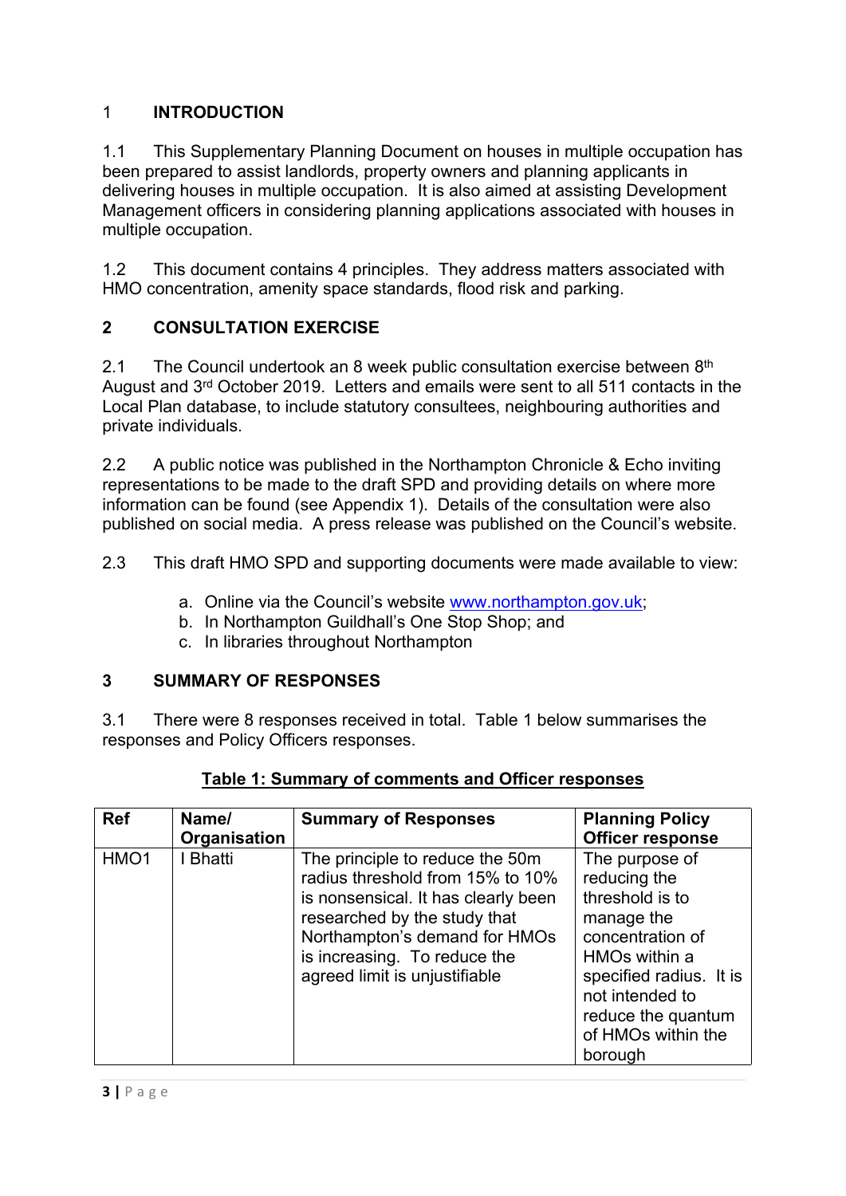## 1 INTRODUCTION

1.1 This Supplementary Planning Document on houses in multiple occupation has been prepared to assist landlords, property owners and planning applicants in delivering houses in multiple occupation. It is also aimed at assisting Development Management officers in considering planning applications associated with houses in multiple occupation.

1.2 This document contains 4 principles. They address matters associated with HMO concentration, amenity space standards, flood risk and parking.

## 2 CONSULTATION EXERCISE

2.1 The Council undertook an 8 week public consultation exercise between 8th August and 3rd October 2019. Letters and emails were sent to all 511 contacts in the Local Plan database, to include statutory consultees, neighbouring authorities and private individuals.

2.2 A public notice was published in the Northampton Chronicle & Echo inviting representations to be made to the draft SPD and providing details on where more information can be found (see Appendix 1). Details of the consultation were also published on social media. A press release was published on the Council's website.

2.3 This draft HMO SPD and supporting documents were made available to view:

a. Online via the Council's website www.northampton.gov.uk;
b. In Northampton Guildhall's One Stop Shop; and
c. In libraries throughout Northampton

## 3 SUMMARY OF RESPONSES

3.1 There were 8 responses received in total. Table 1 below summarises the responses and Policy Officers responses.

**Table 1: Summary of comments and Officer responses**

| Ref | Name/ Organisation | Summary of Responses | Planning Policy Officer response |
|---|---|---|---|
| HMO1 | I Bhatti | The principle to reduce the 50m radius threshold from 15% to 10% is nonsensical. It has clearly been researched by the study that Northampton's demand for HMOs is increasing. To reduce the agreed limit is unjustifiable | The purpose of reducing the threshold is to manage the concentration of HMOs within a specified radius. It is not intended to reduce the quantum of HMOs within the borough |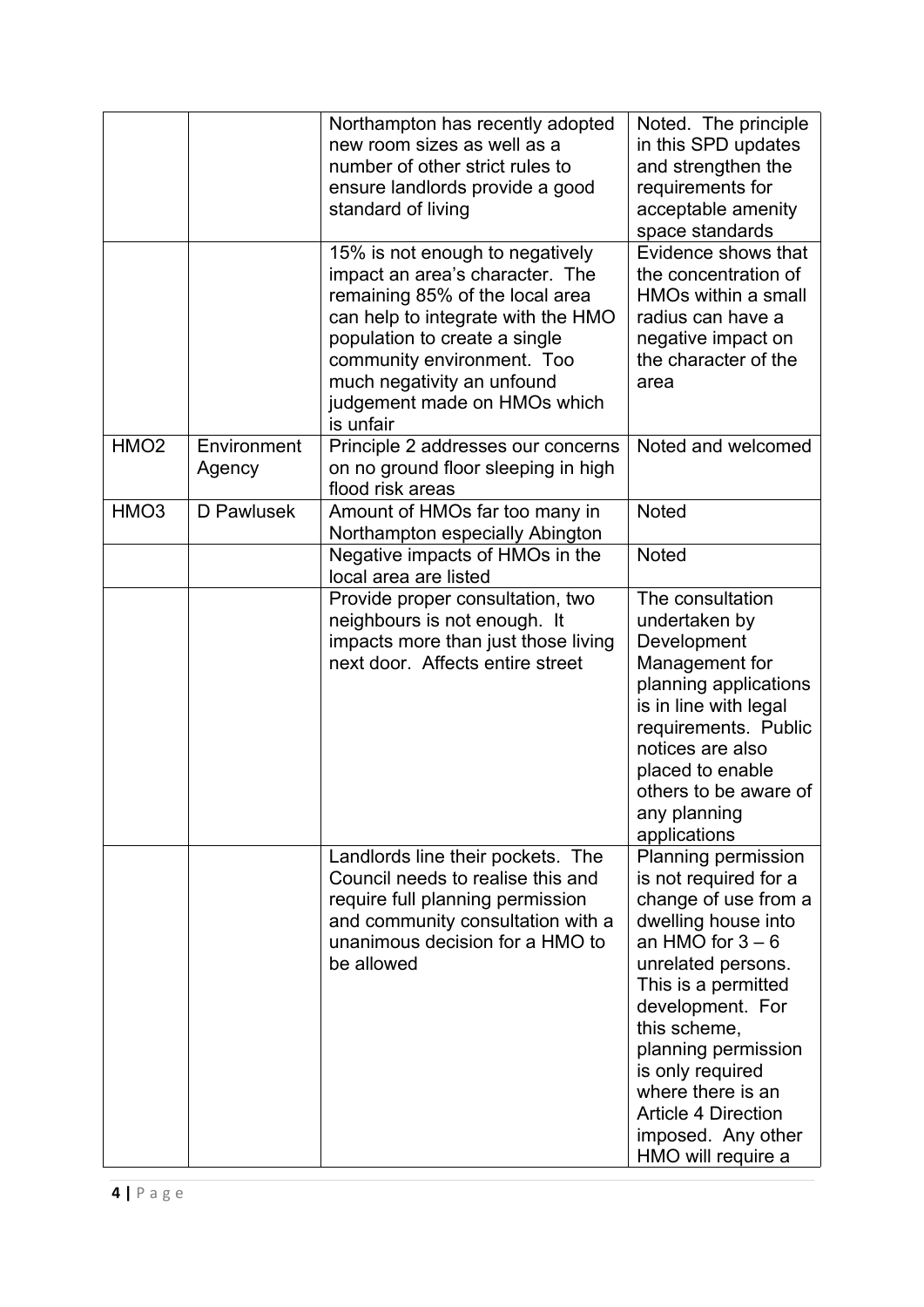| | | | |
|---|---|---|---|
| | | Northampton has recently adopted new room sizes as well as a number of other strict rules to ensure landlords provide a good standard of living | Noted. The principle in this SPD updates and strengthen the requirements for acceptable amenity space standards |
| | | 15% is not enough to negatively impact an area's character. The remaining 85% of the local area can help to integrate with the HMO population to create a single community environment. Too much negativity an unfound judgement made on HMOs which is unfair | Evidence shows that the concentration of HMOs within a small radius can have a negative impact on the character of the area |
| HMO2 | Environment Agency | Principle 2 addresses our concerns on no ground floor sleeping in high flood risk areas | Noted and welcomed |
| HMO3 | D Pawlusek | Amount of HMOs far too many in Northampton especially Abington | Noted |
| | | Negative impacts of HMOs in the local area are listed | Noted |
| | | Provide proper consultation, two neighbours is not enough. It impacts more than just those living next door. Affects entire street | The consultation undertaken by Development Management for planning applications is in line with legal requirements. Public notices are also placed to enable others to be aware of any planning applications |
| | | Landlords line their pockets. The Council needs to realise this and require full planning permission and community consultation with a unanimous decision for a HMO to be allowed | Planning permission is not required for a change of use from a dwelling house into an HMO for 3 – 6 unrelated persons. This is a permitted development. For this scheme, planning permission is only required where there is an Article 4 Direction imposed. Any other HMO will require a |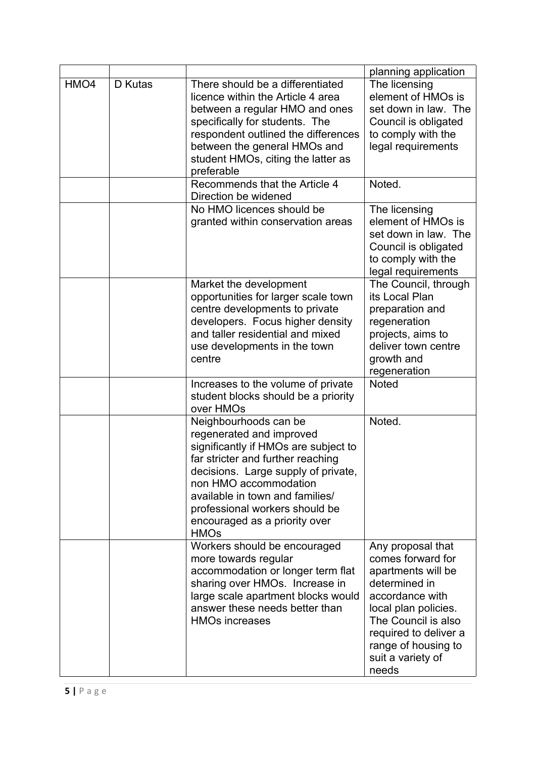|  |  |  | planning application |
|---|---|---|---|
| HMO4 | D Kutas | There should be a differentiated licence within the Article 4 area between a regular HMO and ones specifically for students. The respondent outlined the differences between the general HMOs and student HMOs, citing the latter as preferable | The licensing element of HMOs is set down in law. The Council is obligated to comply with the legal requirements |
|  |  | Recommends that the Article 4 Direction be widened | Noted. |
|  |  | No HMO licences should be granted within conservation areas | The licensing element of HMOs is set down in law. The Council is obligated to comply with the legal requirements |
|  |  | Market the development opportunities for larger scale town centre developments to private developers. Focus higher density and taller residential and mixed use developments in the town centre | The Council, through its Local Plan preparation and regeneration projects, aims to deliver town centre growth and regeneration |
|  |  | Increases to the volume of private student blocks should be a priority over HMOs | Noted |
|  |  | Neighbourhoods can be regenerated and improved significantly if HMOs are subject to far stricter and further reaching decisions. Large supply of private, non HMO accommodation available in town and families/ professional workers should be encouraged as a priority over HMOs | Noted. |
|  |  | Workers should be encouraged more towards regular accommodation or longer term flat sharing over HMOs. Increase in large scale apartment blocks would answer these needs better than HMOs increases | Any proposal that comes forward for apartments will be determined in accordance with local plan policies. The Council is also required to deliver a range of housing to suit a variety of needs |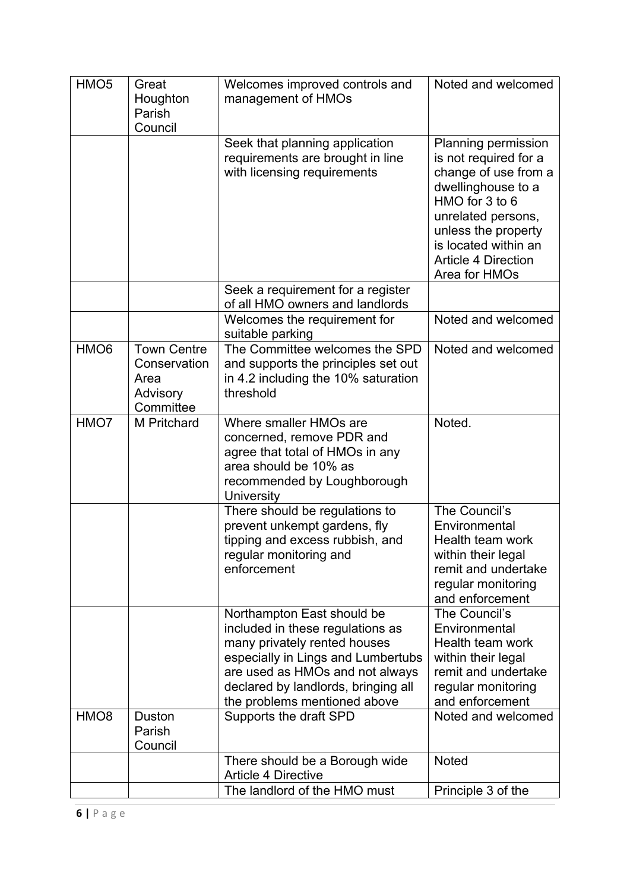| | | | |
|---|---|---|---|
| HMO5 | Great Houghton Parish Council | Welcomes improved controls and management of HMOs | Noted and welcomed |
| | | Seek that planning application requirements are brought in line with licensing requirements | Planning permission is not required for a change of use from a dwellinghouse to a HMO for 3 to 6 unrelated persons, unless the property is located within an Article 4 Direction Area for HMOs |
| | | Seek a requirement for a register of all HMO owners and landlords | |
| | | Welcomes the requirement for suitable parking | Noted and welcomed |
| HMO6 | Town Centre Conservation Area Advisory Committee | The Committee welcomes the SPD and supports the principles set out in 4.2 including the 10% saturation threshold | Noted and welcomed |
| HMO7 | M Pritchard | Where smaller HMOs are concerned, remove PDR and agree that total of HMOs in any area should be 10% as recommended by Loughborough University | Noted. |
| | | There should be regulations to prevent unkempt gardens, fly tipping and excess rubbish, and regular monitoring and enforcement | The Council's Environmental Health team work within their legal remit and undertake regular monitoring and enforcement |
| | | Northampton East should be included in these regulations as many privately rented houses especially in Lings and Lumbertubs are used as HMOs and not always declared by landlords, bringing all the problems mentioned above | The Council's Environmental Health team work within their legal remit and undertake regular monitoring and enforcement |
| HMO8 | Duston Parish Council | Supports the draft SPD | Noted and welcomed |
| | | There should be a Borough wide Article 4 Directive | Noted |
| | | The landlord of the HMO must | Principle 3 of the |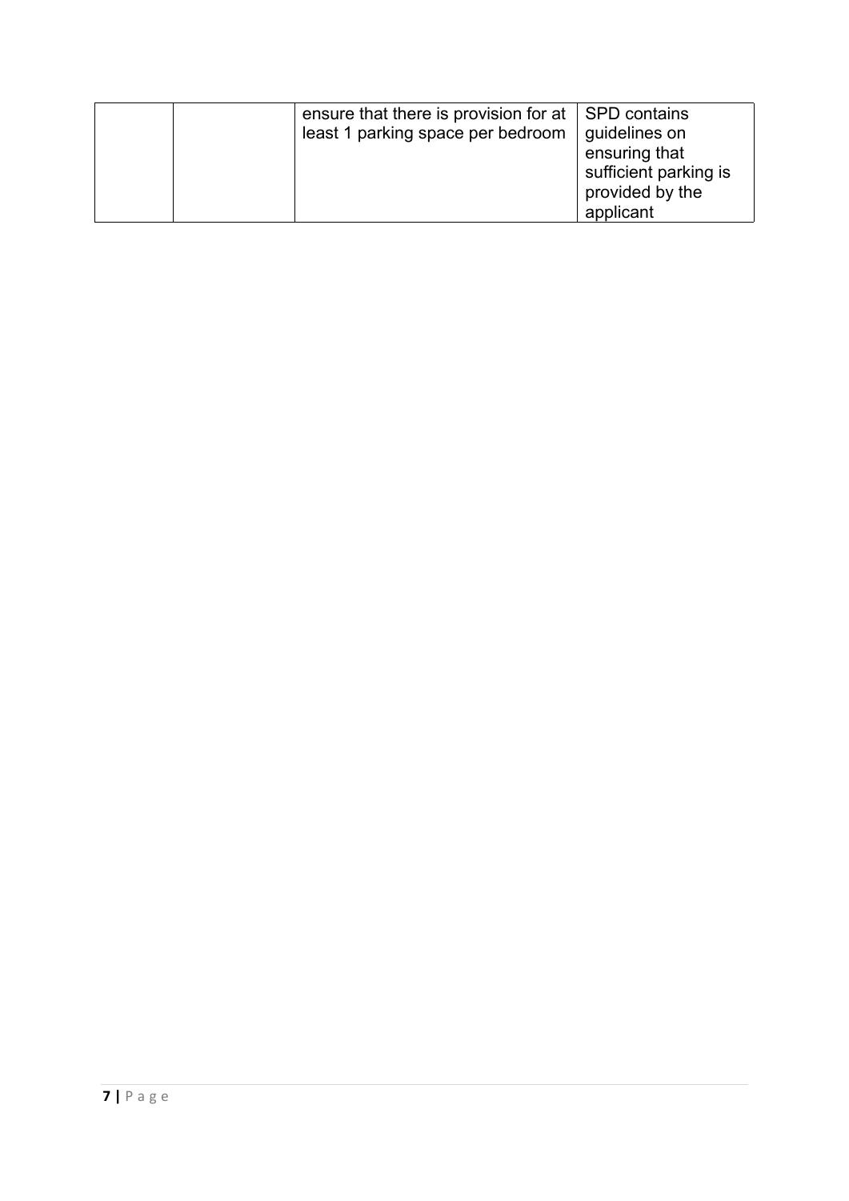| | | | |
|---|---|---|---|
| | | ensure that there is provision for at least 1 parking space per bedroom | SPD contains guidelines on ensuring that sufficient parking is provided by the applicant |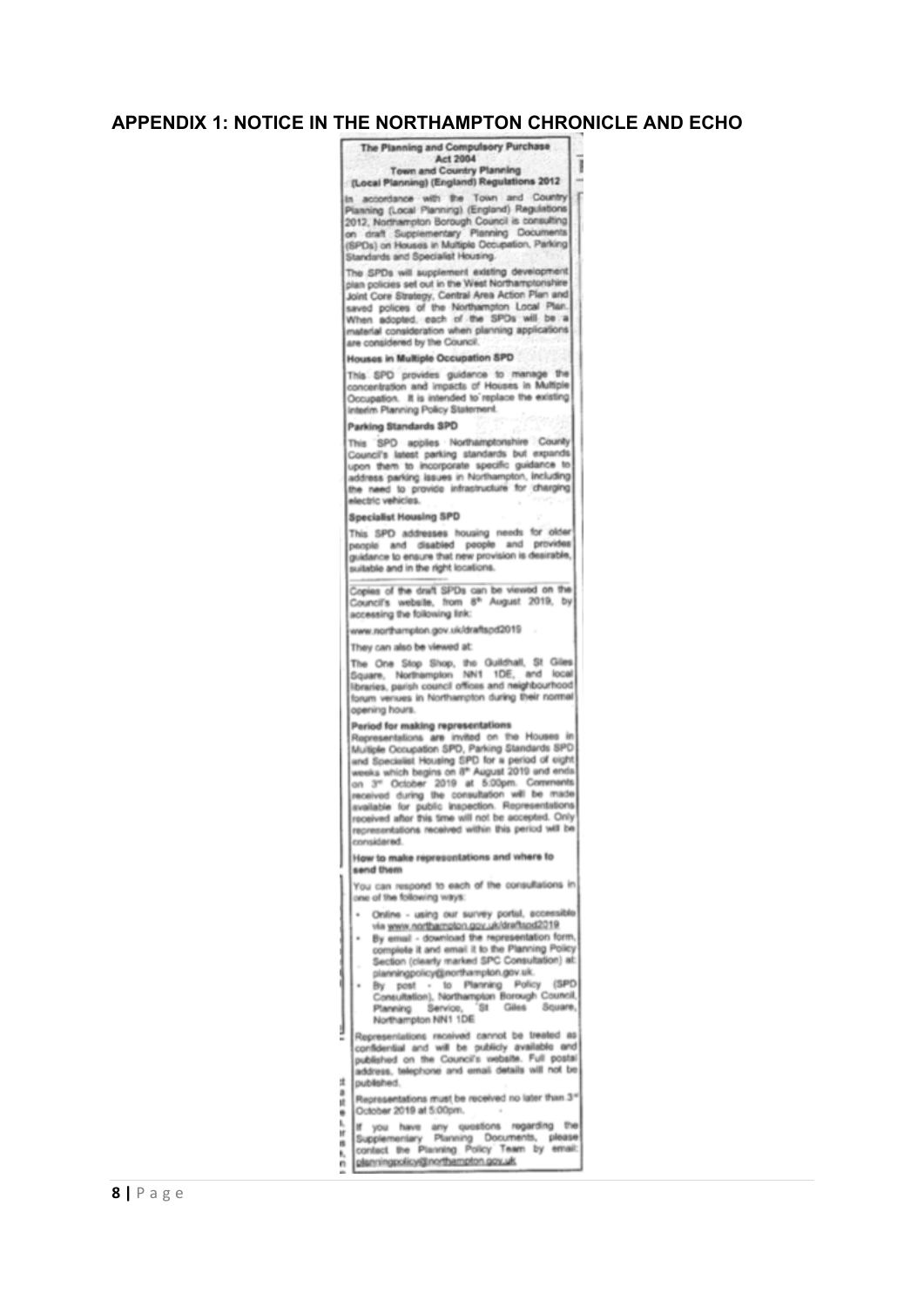## APPENDIX 1: NOTICE IN THE NORTHAMPTON CHRONICLE AND ECHO

**The Planning and Compulsory Purchase Act 2004**
**Town and Country Planning (Local Planning) (England) Regulations 2012**

In accordance with the Town and Country Planning (Local Planning) (England) Regulations 2012, Northampton Borough Council is consulting on draft Supplementary Planning Documents (SPDs) on Houses in Multiple Occupation, Parking Standards and Specialist Housing.

The SPDs will supplement existing development plan policies set out in the West Northamptonshire Joint Core Strategy, Central Area Action Plan and saved polices of the Northampton Local Plan. When adopted, each of the SPDs will be a material consideration when planning applications are considered by the Council.

**Houses in Multiple Occupation SPD**

This SPD provides guidance to manage the concentration and impacts of Houses in Multiple Occupation. It is intended to replace the existing Interim Planning Policy Statement.

**Parking Standards SPD**

This SPD applies Northamptonshire County Council's latest parking standards but expands upon them to incorporate specific guidance to address parking issues in Northampton, including the need to provide infrastructure for charging electric vehicles.

**Specialist Housing SPD**

This SPD addresses housing needs for older people and disabled people and provides guidance to ensure that new provision is desirable, suitable and in the right locations.

Copies of the draft SPDs can be viewed on the Council's website, from 8th August 2019, by accessing the following link:

www.northampton.gov.uk/draftspd2019

They can also be viewed at:

The One Stop Shop, the Guildhall, St Giles Square, Northampton NN1 1DE, and local libraries, parish council offices and neighbourhood forum venues in Northampton during their normal opening hours.

**Period for making representations**

Representations are invited on the Houses in Multiple Occupation SPD, Parking Standards SPD and Specialist Housing SPD for a period of eight weeks which begins on 8th August 2019 and ends on 3rd October 2019 at 5:00pm. Comments received during the consultation will be made available for public inspection. Representations received after this time will not be accepted. Only representations received within this period will be considered.

**How to make representations and where to send them**

You can respond to each of the consultations in one of the following ways:

- Online - using our survey portal, accessible via www.northampton.gov.uk/draftspd2019
- By email - download the representation form, complete it and email it to the Planning Policy Section (clearly marked SPD Consultation) at: planningpolicy@northampton.gov.uk.
- By post - to Planning Policy (SPD Consultation), Northampton Borough Council, Planning Service, St Giles Square, Northampton NN1 1DE

Representations received cannot be treated as confidential and will be publicly available and published on the Council's website. Full postal address, telephone and email details will not be published.

Representations must be received no later than 3rd October 2019 at 5:00pm.

If you have any questions regarding the Supplementary Planning Documents, please contact the Planning Policy Team by email: planningpolicy@northampton.gov.uk